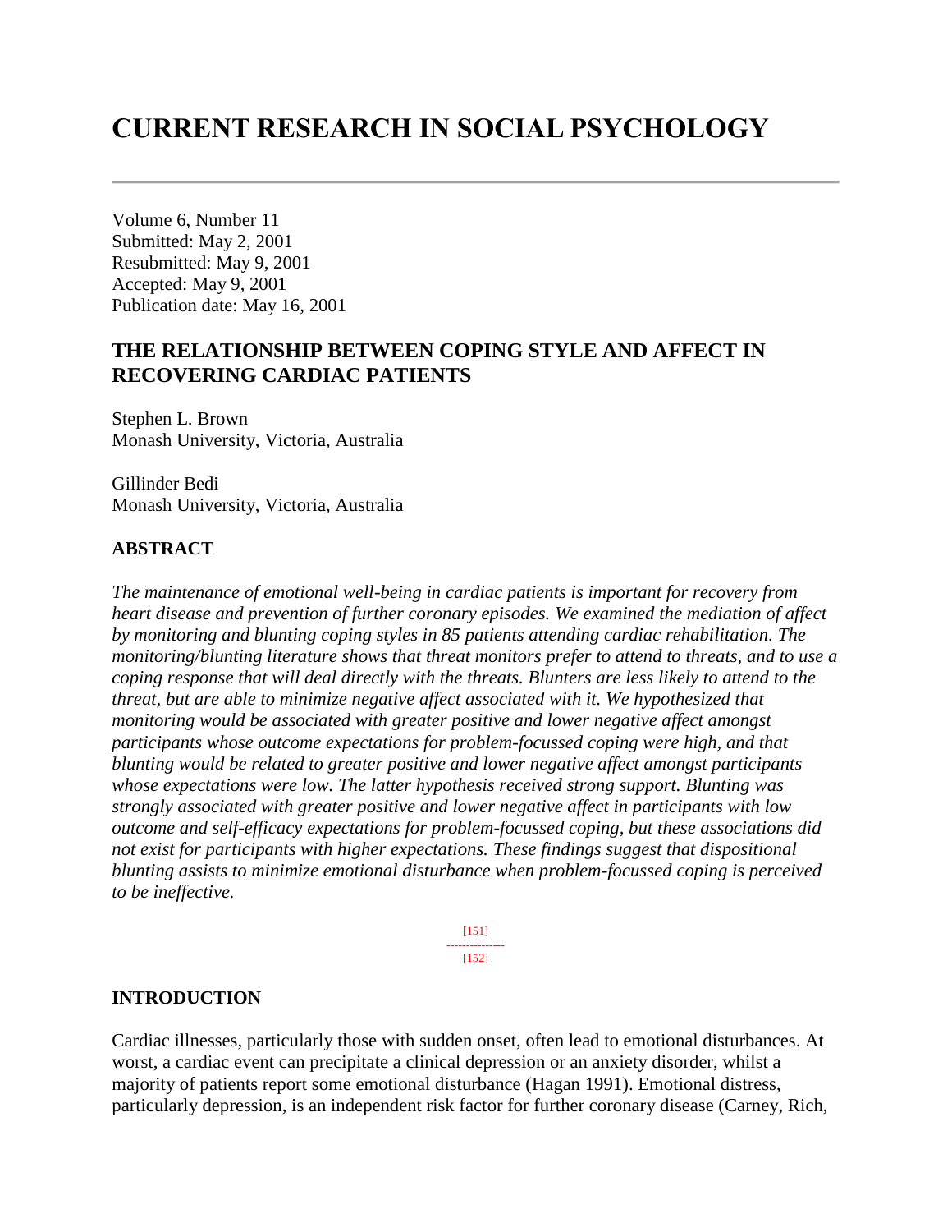# CURRENT RESEARCH IN SOCIAL PSYCHOLOGY

---

Volume 6, Number 11
Submitted: May 2, 2001
Resubmitted: May 9, 2001
Accepted: May 9, 2001
Publication date: May 16, 2001

## THE RELATIONSHIP BETWEEN COPING STYLE AND AFFECT IN RECOVERING CARDIAC PATIENTS

Stephen L. Brown
Monash University, Victoria, Australia

Gillinder Bedi
Monash University, Victoria, Australia

### ABSTRACT

*The maintenance of emotional well-being in cardiac patients is important for recovery from heart disease and prevention of further coronary episodes. We examined the mediation of affect by monitoring and blunting coping styles in 85 patients attending cardiac rehabilitation. The monitoring/blunting literature shows that threat monitors prefer to attend to threats, and to use a coping response that will deal directly with the threats. Blunters are less likely to attend to the threat, but are able to minimize negative affect associated with it. We hypothesized that monitoring would be associated with greater positive and lower negative affect amongst participants whose outcome expectations for problem-focussed coping were high, and that blunting would be related to greater positive and lower negative affect amongst participants whose expectations were low. The latter hypothesis received strong support. Blunting was strongly associated with greater positive and lower negative affect in participants with low outcome and self-efficacy expectations for problem-focussed coping, but these associations did not exist for participants with higher expectations. These findings suggest that dispositional blunting assists to minimize emotional disturbance when problem-focussed coping is perceived to be ineffective.*

### INTRODUCTION

Cardiac illnesses, particularly those with sudden onset, often lead to emotional disturbances. At worst, a cardiac event can precipitate a clinical depression or an anxiety disorder, whilst a majority of patients report some emotional disturbance (Hagan 1991). Emotional distress, particularly depression, is an independent risk factor for further coronary disease (Carney, Rich,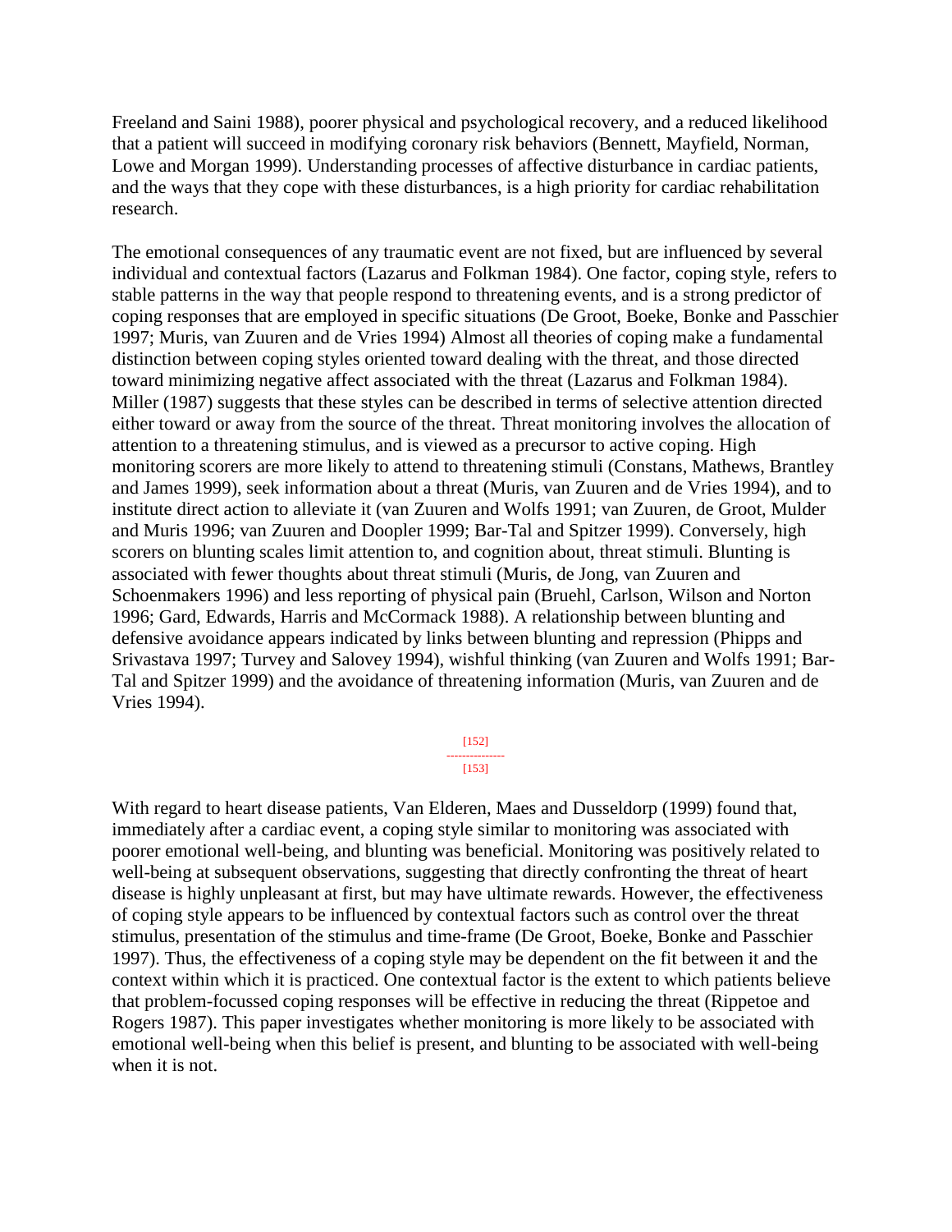Freeland and Saini 1988), poorer physical and psychological recovery, and a reduced likelihood that a patient will succeed in modifying coronary risk behaviors (Bennett, Mayfield, Norman, Lowe and Morgan 1999). Understanding processes of affective disturbance in cardiac patients, and the ways that they cope with these disturbances, is a high priority for cardiac rehabilitation research.

The emotional consequences of any traumatic event are not fixed, but are influenced by several individual and contextual factors (Lazarus and Folkman 1984). One factor, coping style, refers to stable patterns in the way that people respond to threatening events, and is a strong predictor of coping responses that are employed in specific situations (De Groot, Boeke, Bonke and Passchier 1997; Muris, van Zuuren and de Vries 1994) Almost all theories of coping make a fundamental distinction between coping styles oriented toward dealing with the threat, and those directed toward minimizing negative affect associated with the threat (Lazarus and Folkman 1984). Miller (1987) suggests that these styles can be described in terms of selective attention directed either toward or away from the source of the threat. Threat monitoring involves the allocation of attention to a threatening stimulus, and is viewed as a precursor to active coping. High monitoring scorers are more likely to attend to threatening stimuli (Constans, Mathews, Brantley and James 1999), seek information about a threat (Muris, van Zuuren and de Vries 1994), and to institute direct action to alleviate it (van Zuuren and Wolfs 1991; van Zuuren, de Groot, Mulder and Muris 1996; van Zuuren and Doopler 1999; Bar-Tal and Spitzer 1999). Conversely, high scorers on blunting scales limit attention to, and cognition about, threat stimuli. Blunting is associated with fewer thoughts about threat stimuli (Muris, de Jong, van Zuuren and Schoenmakers 1996) and less reporting of physical pain (Bruehl, Carlson, Wilson and Norton 1996; Gard, Edwards, Harris and McCormack 1988). A relationship between blunting and defensive avoidance appears indicated by links between blunting and repression (Phipps and Srivastava 1997; Turvey and Salovey 1994), wishful thinking (van Zuuren and Wolfs 1991; Bar-Tal and Spitzer 1999) and the avoidance of threatening information (Muris, van Zuuren and de Vries 1994).

With regard to heart disease patients, Van Elderen, Maes and Dusseldorp (1999) found that, immediately after a cardiac event, a coping style similar to monitoring was associated with poorer emotional well-being, and blunting was beneficial. Monitoring was positively related to well-being at subsequent observations, suggesting that directly confronting the threat of heart disease is highly unpleasant at first, but may have ultimate rewards. However, the effectiveness of coping style appears to be influenced by contextual factors such as control over the threat stimulus, presentation of the stimulus and time-frame (De Groot, Boeke, Bonke and Passchier 1997). Thus, the effectiveness of a coping style may be dependent on the fit between it and the context within which it is practiced. One contextual factor is the extent to which patients believe that problem-focussed coping responses will be effective in reducing the threat (Rippetoe and Rogers 1987). This paper investigates whether monitoring is more likely to be associated with emotional well-being when this belief is present, and blunting to be associated with well-being when it is not.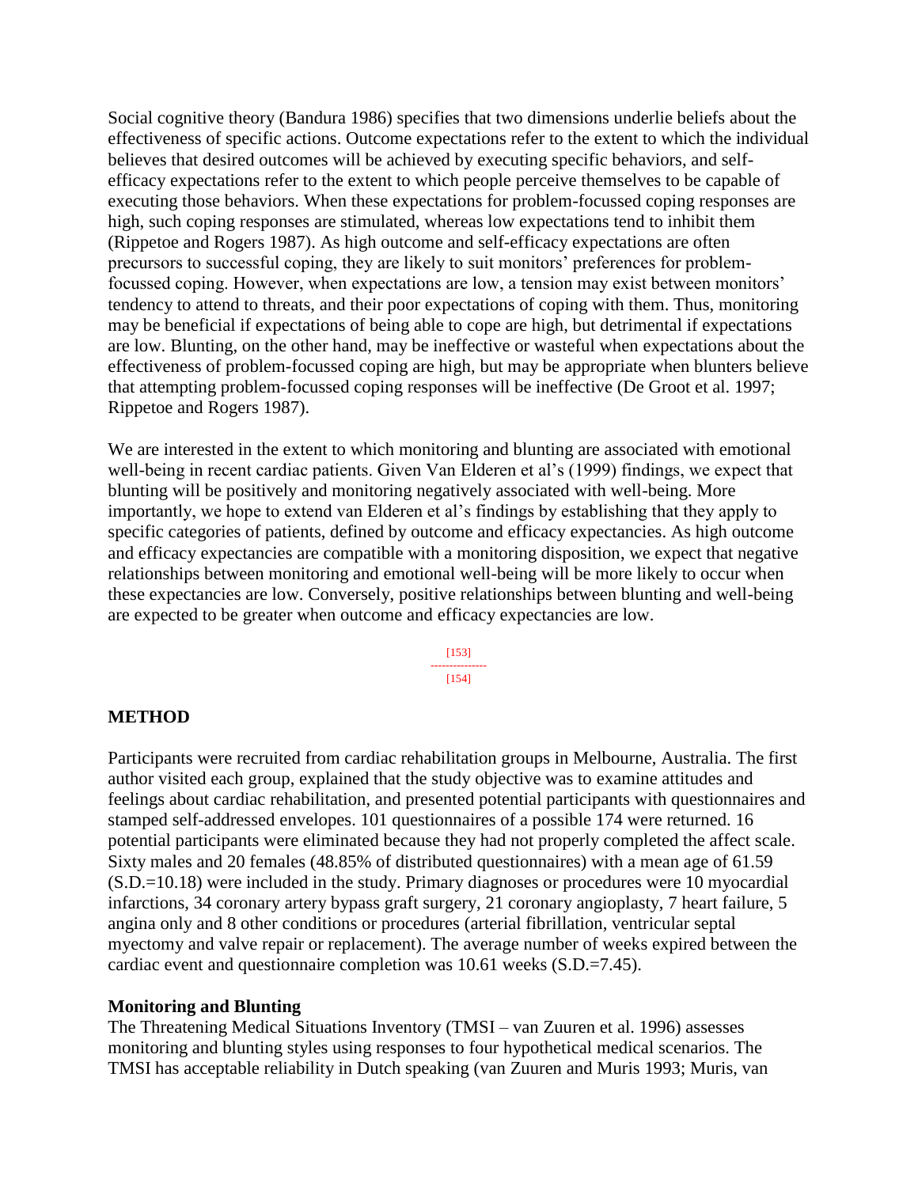Social cognitive theory (Bandura 1986) specifies that two dimensions underlie beliefs about the effectiveness of specific actions. Outcome expectations refer to the extent to which the individual believes that desired outcomes will be achieved by executing specific behaviors, and self-efficacy expectations refer to the extent to which people perceive themselves to be capable of executing those behaviors. When these expectations for problem-focussed coping responses are high, such coping responses are stimulated, whereas low expectations tend to inhibit them (Rippetoe and Rogers 1987). As high outcome and self-efficacy expectations are often precursors to successful coping, they are likely to suit monitors' preferences for problem-focussed coping. However, when expectations are low, a tension may exist between monitors' tendency to attend to threats, and their poor expectations of coping with them. Thus, monitoring may be beneficial if expectations of being able to cope are high, but detrimental if expectations are low. Blunting, on the other hand, may be ineffective or wasteful when expectations about the effectiveness of problem-focussed coping are high, but may be appropriate when blunters believe that attempting problem-focussed coping responses will be ineffective (De Groot et al. 1997; Rippetoe and Rogers 1987).

We are interested in the extent to which monitoring and blunting are associated with emotional well-being in recent cardiac patients. Given Van Elderen et al's (1999) findings, we expect that blunting will be positively and monitoring negatively associated with well-being. More importantly, we hope to extend van Elderen et al's findings by establishing that they apply to specific categories of patients, defined by outcome and efficacy expectancies. As high outcome and efficacy expectancies are compatible with a monitoring disposition, we expect that negative relationships between monitoring and emotional well-being will be more likely to occur when these expectancies are low. Conversely, positive relationships between blunting and well-being are expected to be greater when outcome and efficacy expectancies are low.

## METHOD

Participants were recruited from cardiac rehabilitation groups in Melbourne, Australia. The first author visited each group, explained that the study objective was to examine attitudes and feelings about cardiac rehabilitation, and presented potential participants with questionnaires and stamped self-addressed envelopes. 101 questionnaires of a possible 174 were returned. 16 potential participants were eliminated because they had not properly completed the affect scale. Sixty males and 20 females (48.85% of distributed questionnaires) with a mean age of 61.59 (S.D.=10.18) were included in the study. Primary diagnoses or procedures were 10 myocardial infarctions, 34 coronary artery bypass graft surgery, 21 coronary angioplasty, 7 heart failure, 5 angina only and 8 other conditions or procedures (arterial fibrillation, ventricular septal myectomy and valve repair or replacement). The average number of weeks expired between the cardiac event and questionnaire completion was 10.61 weeks (S.D.=7.45).

### Monitoring and Blunting

The Threatening Medical Situations Inventory (TMSI – van Zuuren et al. 1996) assesses monitoring and blunting styles using responses to four hypothetical medical scenarios. The TMSI has acceptable reliability in Dutch speaking (van Zuuren and Muris 1993; Muris, van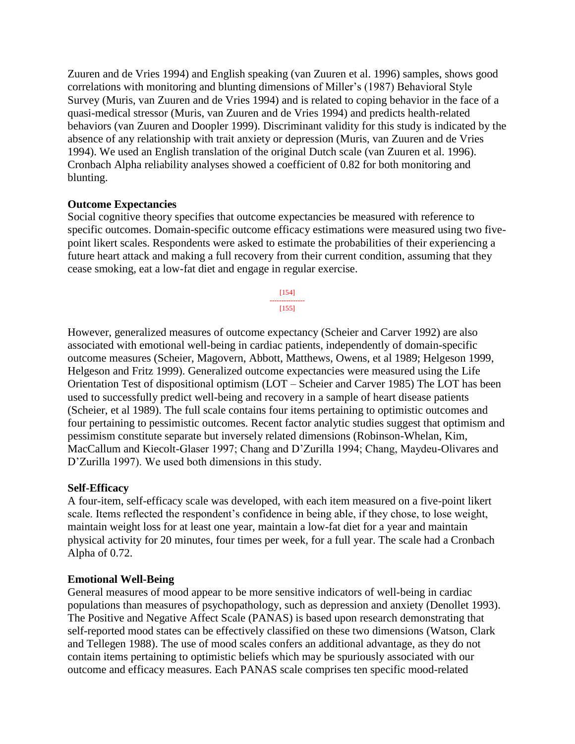Zuuren and de Vries 1994) and English speaking (van Zuuren et al. 1996) samples, shows good correlations with monitoring and blunting dimensions of Miller's (1987) Behavioral Style Survey (Muris, van Zuuren and de Vries 1994) and is related to coping behavior in the face of a quasi-medical stressor (Muris, van Zuuren and de Vries 1994) and predicts health-related behaviors (van Zuuren and Doopler 1999). Discriminant validity for this study is indicated by the absence of any relationship with trait anxiety or depression (Muris, van Zuuren and de Vries 1994). We used an English translation of the original Dutch scale (van Zuuren et al. 1996). Cronbach Alpha reliability analyses showed a coefficient of 0.82 for both monitoring and blunting.

**Outcome Expectancies**

Social cognitive theory specifies that outcome expectancies be measured with reference to specific outcomes. Domain-specific outcome efficacy estimations were measured using two five-point likert scales. Respondents were asked to estimate the probabilities of their experiencing a future heart attack and making a full recovery from their current condition, assuming that they cease smoking, eat a low-fat diet and engage in regular exercise.

However, generalized measures of outcome expectancy (Scheier and Carver 1992) are also associated with emotional well-being in cardiac patients, independently of domain-specific outcome measures (Scheier, Magovern, Abbott, Matthews, Owens, et al 1989; Helgeson 1999, Helgeson and Fritz 1999). Generalized outcome expectancies were measured using the Life Orientation Test of dispositional optimism (LOT – Scheier and Carver 1985) The LOT has been used to successfully predict well-being and recovery in a sample of heart disease patients (Scheier, et al 1989). The full scale contains four items pertaining to optimistic outcomes and four pertaining to pessimistic outcomes. Recent factor analytic studies suggest that optimism and pessimism constitute separate but inversely related dimensions (Robinson-Whelan, Kim, MacCallum and Kiecolt-Glaser 1997; Chang and D'Zurilla 1994; Chang, Maydeu-Olivares and D'Zurilla 1997). We used both dimensions in this study.

**Self-Efficacy**

A four-item, self-efficacy scale was developed, with each item measured on a five-point likert scale. Items reflected the respondent's confidence in being able, if they chose, to lose weight, maintain weight loss for at least one year, maintain a low-fat diet for a year and maintain physical activity for 20 minutes, four times per week, for a full year. The scale had a Cronbach Alpha of 0.72.

**Emotional Well-Being**

General measures of mood appear to be more sensitive indicators of well-being in cardiac populations than measures of psychopathology, such as depression and anxiety (Denollet 1993). The Positive and Negative Affect Scale (PANAS) is based upon research demonstrating that self-reported mood states can be effectively classified on these two dimensions (Watson, Clark and Tellegen 1988). The use of mood scales confers an additional advantage, as they do not contain items pertaining to optimistic beliefs which may be spuriously associated with our outcome and efficacy measures. Each PANAS scale comprises ten specific mood-related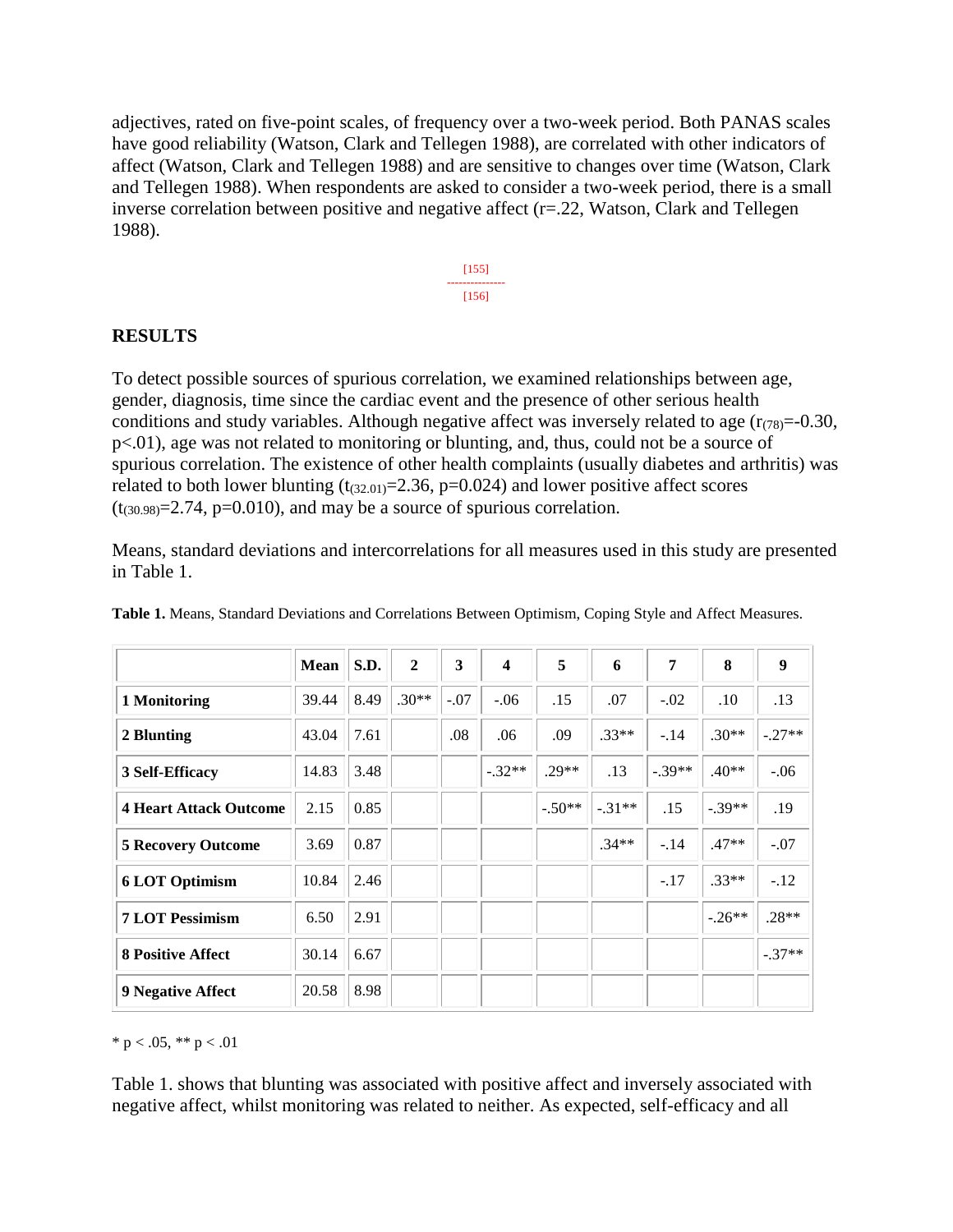adjectives, rated on five-point scales, of frequency over a two-week period. Both PANAS scales have good reliability (Watson, Clark and Tellegen 1988), are correlated with other indicators of affect (Watson, Clark and Tellegen 1988) and are sensitive to changes over time (Watson, Clark and Tellegen 1988). When respondents are asked to consider a two-week period, there is a small inverse correlation between positive and negative affect (r=.22, Watson, Clark and Tellegen 1988).

[155]

[156]

## RESULTS

To detect possible sources of spurious correlation, we examined relationships between age, gender, diagnosis, time since the cardiac event and the presence of other serious health conditions and study variables. Although negative affect was inversely related to age ($r_{(78)}=-0.30$, $p<.01$), age was not related to monitoring or blunting, and, thus, could not be a source of spurious correlation. The existence of other health complaints (usually diabetes and arthritis) was related to both lower blunting ($t_{(32.01)}=2.36$, $p=0.024$) and lower positive affect scores ($t_{(30.98)}=2.74$, $p=0.010$), and may be a source of spurious correlation.

Means, standard deviations and intercorrelations for all measures used in this study are presented in Table 1.

**Table 1.** Means, Standard Deviations and Correlations Between Optimism, Coping Style and Affect Measures.

| | Mean | S.D. | 2 | 3 | 4 | 5 | 6 | 7 | 8 | 9 |
|---|---|---|---|---|---|---|---|---|---|---|
| **1 Monitoring** | 39.44 | 8.49 | .30** | -.07 | -.06 | .15 | .07 | -.02 | .10 | .13 |
| **2 Blunting** | 43.04 | 7.61 | | .08 | .06 | .09 | .33** | -.14 | .30** | -.27** |
| **3 Self-Efficacy** | 14.83 | 3.48 | | | -.32** | .29** | .13 | -.39** | .40** | -.06 |
| **4 Heart Attack Outcome** | 2.15 | 0.85 | | | | -.50** | -.31** | .15 | -.39** | .19 |
| **5 Recovery Outcome** | 3.69 | 0.87 | | | | | .34** | -.14 | .47** | -.07 |
| **6 LOT Optimism** | 10.84 | 2.46 | | | | | | -.17 | .33** | -.12 |
| **7 LOT Pessimism** | 6.50 | 2.91 | | | | | | | -.26** | .28** |
| **8 Positive Affect** | 30.14 | 6.67 | | | | | | | | -.37** |
| **9 Negative Affect** | 20.58 | 8.98 | | | | | | | | |

* p < .05, ** p < .01

Table 1. shows that blunting was associated with positive affect and inversely associated with negative affect, whilst monitoring was related to neither. As expected, self-efficacy and all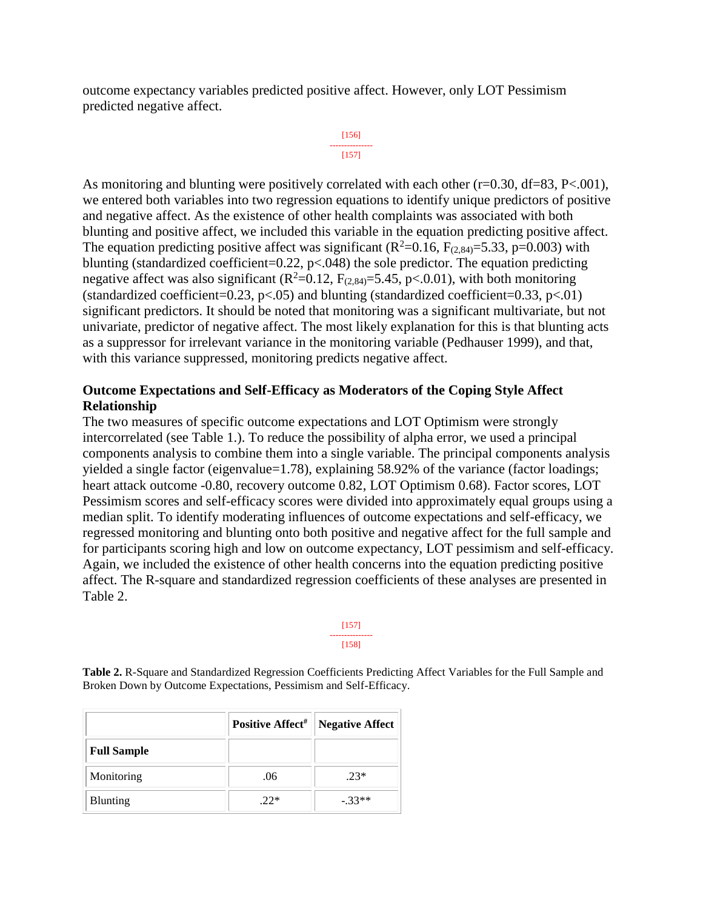outcome expectancy variables predicted positive affect. However, only LOT Pessimism predicted negative affect.

As monitoring and blunting were positively correlated with each other (r=0.30, df=83, P<.001), we entered both variables into two regression equations to identify unique predictors of positive and negative affect. As the existence of other health complaints was associated with both blunting and positive affect, we included this variable in the equation predicting positive affect. The equation predicting positive affect was significant ($R^2$=0.16, $F_{(2,84)}$=5.33, p=0.003) with blunting (standardized coefficient=0.22, p<.048) the sole predictor. The equation predicting negative affect was also significant ($R^2$=0.12, $F_{(2,84)}$=5.45, p<.0.01), with both monitoring (standardized coefficient=0.23, p<.05) and blunting (standardized coefficient=0.33, p<.01) significant predictors. It should be noted that monitoring was a significant multivariate, but not univariate, predictor of negative affect. The most likely explanation for this is that blunting acts as a suppressor for irrelevant variance in the monitoring variable (Pedhauser 1999), and that, with this variance suppressed, monitoring predicts negative affect.

**Outcome Expectations and Self-Efficacy as Moderators of the Coping Style Affect Relationship**

The two measures of specific outcome expectations and LOT Optimism were strongly intercorrelated (see Table 1.). To reduce the possibility of alpha error, we used a principal components analysis to combine them into a single variable. The principal components analysis yielded a single factor (eigenvalue=1.78), explaining 58.92% of the variance (factor loadings; heart attack outcome -0.80, recovery outcome 0.82, LOT Optimism 0.68). Factor scores, LOT Pessimism scores and self-efficacy scores were divided into approximately equal groups using a median split. To identify moderating influences of outcome expectations and self-efficacy, we regressed monitoring and blunting onto both positive and negative affect for the full sample and for participants scoring high and low on outcome expectancy, LOT pessimism and self-efficacy. Again, we included the existence of other health concerns into the equation predicting positive affect. The R-square and standardized regression coefficients of these analyses are presented in Table 2.

**Table 2.** R-Square and Standardized Regression Coefficients Predicting Affect Variables for the Full Sample and Broken Down by Outcome Expectations, Pessimism and Self-Efficacy.

| | Positive Affect[#] | Negative Affect |
|---|---|---|
| **Full Sample** | | |
| Monitoring | .06 | .23* |
| Blunting | .22* | -.33** |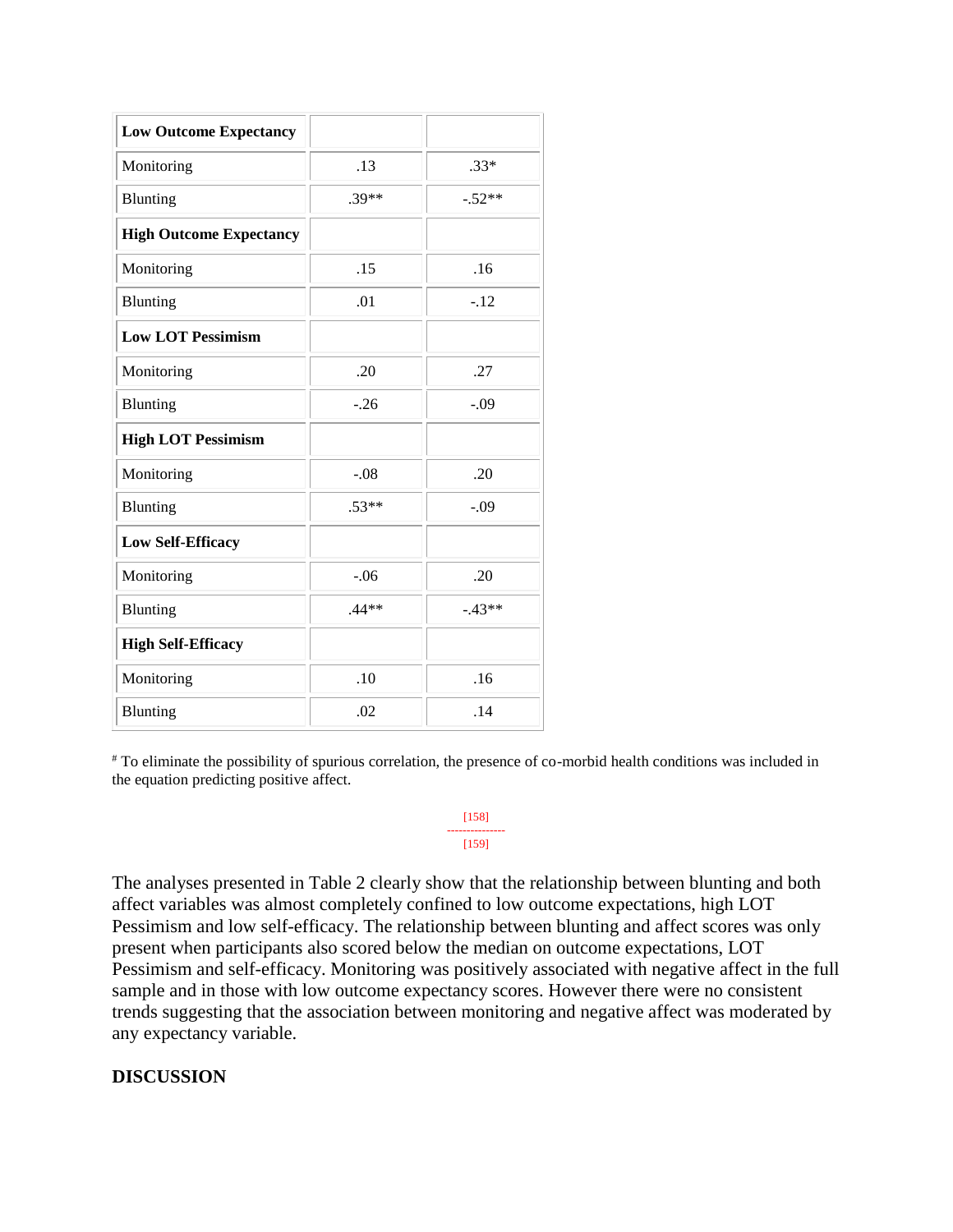| | | |
|---|---|---|
| **Low Outcome Expectancy** | | |
| Monitoring | .13 | .33* |
| Blunting | .39** | -.52** |
| **High Outcome Expectancy** | | |
| Monitoring | .15 | .16 |
| Blunting | .01 | -.12 |
| **Low LOT Pessimism** | | |
| Monitoring | .20 | .27 |
| Blunting | -.26 | -.09 |
| **High LOT Pessimism** | | |
| Monitoring | -.08 | .20 |
| Blunting | .53** | -.09 |
| **Low Self-Efficacy** | | |
| Monitoring | -.06 | .20 |
| Blunting | .44** | -.43** |
| **High Self-Efficacy** | | |
| Monitoring | .10 | .16 |
| Blunting | .02 | .14 |

[#] To eliminate the possibility of spurious correlation, the presence of co-morbid health conditions was included in the equation predicting positive affect.

The analyses presented in Table 2 clearly show that the relationship between blunting and both affect variables was almost completely confined to low outcome expectations, high LOT Pessimism and low self-efficacy. The relationship between blunting and affect scores was only present when participants also scored below the median on outcome expectations, LOT Pessimism and self-efficacy. Monitoring was positively associated with negative affect in the full sample and in those with low outcome expectancy scores. However there were no consistent trends suggesting that the association between monitoring and negative affect was moderated by any expectancy variable.

## DISCUSSION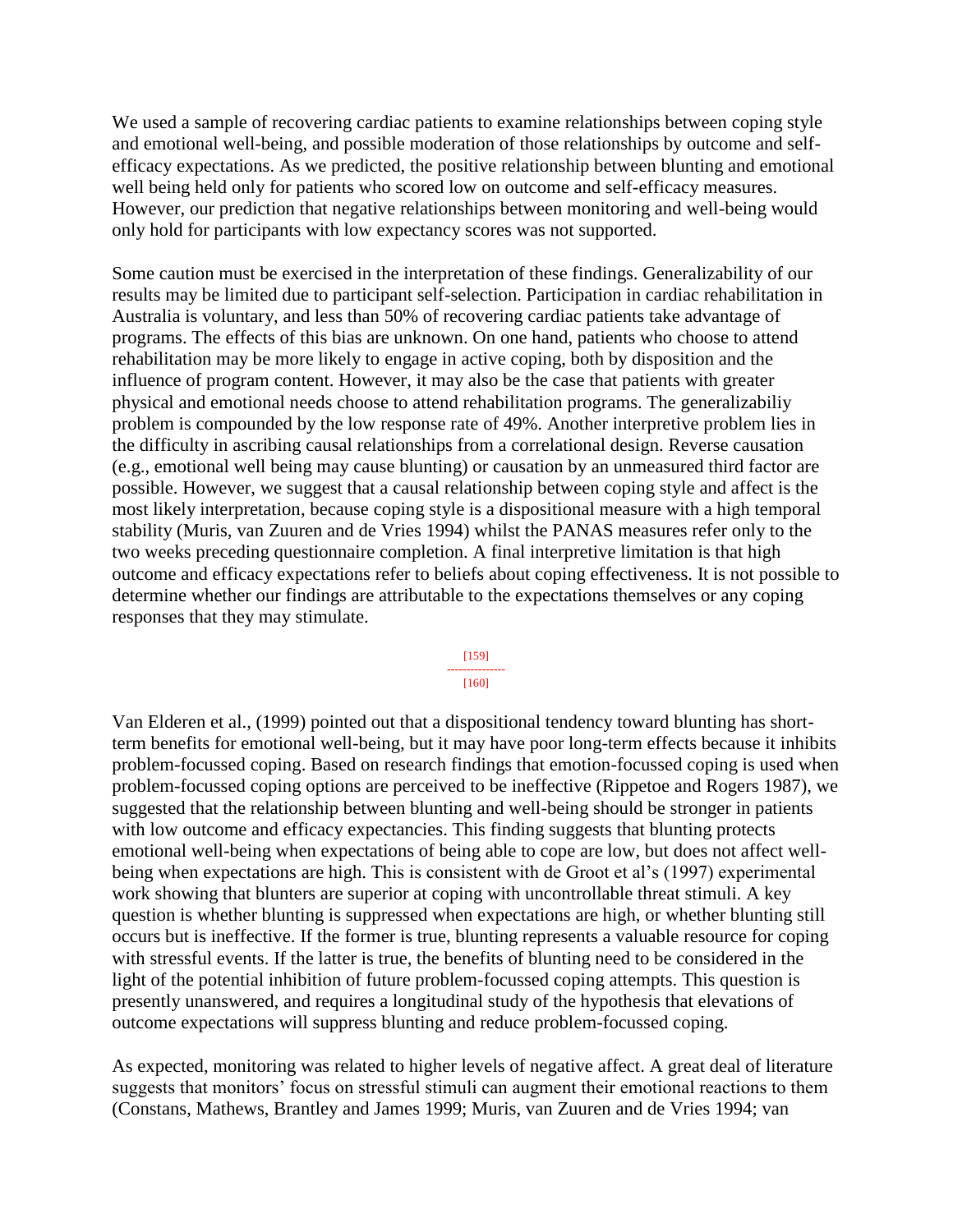We used a sample of recovering cardiac patients to examine relationships between coping style and emotional well-being, and possible moderation of those relationships by outcome and self-efficacy expectations. As we predicted, the positive relationship between blunting and emotional well being held only for patients who scored low on outcome and self-efficacy measures. However, our prediction that negative relationships between monitoring and well-being would only hold for participants with low expectancy scores was not supported.

Some caution must be exercised in the interpretation of these findings. Generalizability of our results may be limited due to participant self-selection. Participation in cardiac rehabilitation in Australia is voluntary, and less than 50% of recovering cardiac patients take advantage of programs. The effects of this bias are unknown. On one hand, patients who choose to attend rehabilitation may be more likely to engage in active coping, both by disposition and the influence of program content. However, it may also be the case that patients with greater physical and emotional needs choose to attend rehabilitation programs. The generalizabiliy problem is compounded by the low response rate of 49%. Another interpretive problem lies in the difficulty in ascribing causal relationships from a correlational design. Reverse causation (e.g., emotional well being may cause blunting) or causation by an unmeasured third factor are possible. However, we suggest that a causal relationship between coping style and affect is the most likely interpretation, because coping style is a dispositional measure with a high temporal stability (Muris, van Zuuren and de Vries 1994) whilst the PANAS measures refer only to the two weeks preceding questionnaire completion. A final interpretive limitation is that high outcome and efficacy expectations refer to beliefs about coping effectiveness. It is not possible to determine whether our findings are attributable to the expectations themselves or any coping responses that they may stimulate.

Van Elderen et al., (1999) pointed out that a dispositional tendency toward blunting has short-term benefits for emotional well-being, but it may have poor long-term effects because it inhibits problem-focussed coping. Based on research findings that emotion-focussed coping is used when problem-focussed coping options are perceived to be ineffective (Rippetoe and Rogers 1987), we suggested that the relationship between blunting and well-being should be stronger in patients with low outcome and efficacy expectancies. This finding suggests that blunting protects emotional well-being when expectations of being able to cope are low, but does not affect well-being when expectations are high. This is consistent with de Groot et al's (1997) experimental work showing that blunters are superior at coping with uncontrollable threat stimuli. A key question is whether blunting is suppressed when expectations are high, or whether blunting still occurs but is ineffective. If the former is true, blunting represents a valuable resource for coping with stressful events. If the latter is true, the benefits of blunting need to be considered in the light of the potential inhibition of future problem-focussed coping attempts. This question is presently unanswered, and requires a longitudinal study of the hypothesis that elevations of outcome expectations will suppress blunting and reduce problem-focussed coping.

As expected, monitoring was related to higher levels of negative affect. A great deal of literature suggests that monitors' focus on stressful stimuli can augment their emotional reactions to them (Constans, Mathews, Brantley and James 1999; Muris, van Zuuren and de Vries 1994; van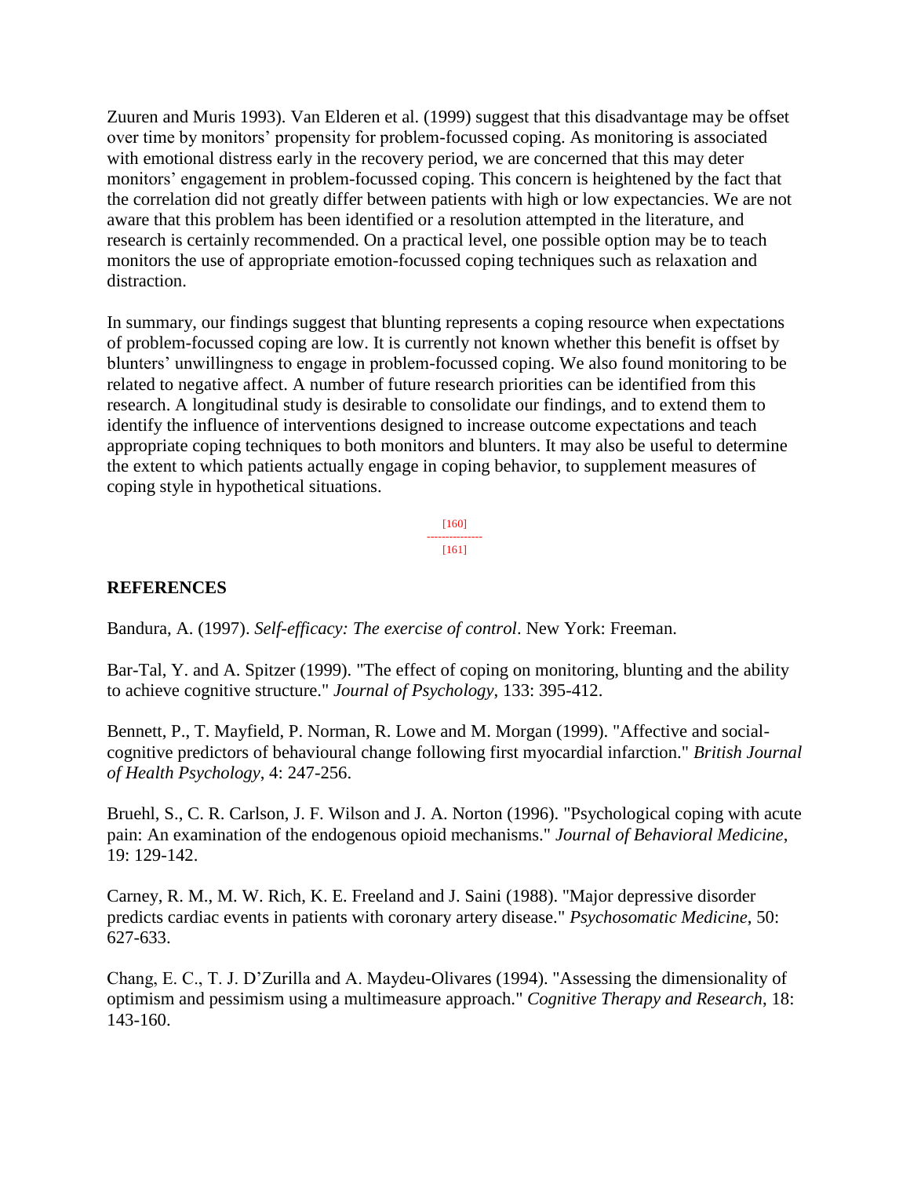Zuuren and Muris 1993). Van Elderen et al. (1999) suggest that this disadvantage may be offset over time by monitors' propensity for problem-focussed coping. As monitoring is associated with emotional distress early in the recovery period, we are concerned that this may deter monitors' engagement in problem-focussed coping. This concern is heightened by the fact that the correlation did not greatly differ between patients with high or low expectancies. We are not aware that this problem has been identified or a resolution attempted in the literature, and research is certainly recommended. On a practical level, one possible option may be to teach monitors the use of appropriate emotion-focussed coping techniques such as relaxation and distraction.

In summary, our findings suggest that blunting represents a coping resource when expectations of problem-focussed coping are low. It is currently not known whether this benefit is offset by blunters' unwillingness to engage in problem-focussed coping. We also found monitoring to be related to negative affect. A number of future research priorities can be identified from this research. A longitudinal study is desirable to consolidate our findings, and to extend them to identify the influence of interventions designed to increase outcome expectations and teach appropriate coping techniques to both monitors and blunters. It may also be useful to determine the extent to which patients actually engage in coping behavior, to supplement measures of coping style in hypothetical situations.

## REFERENCES

Bandura, A. (1997). *Self-efficacy: The exercise of control*. New York: Freeman.

Bar-Tal, Y. and A. Spitzer (1999). "The effect of coping on monitoring, blunting and the ability to achieve cognitive structure." *Journal of Psychology*, 133: 395-412.

Bennett, P., T. Mayfield, P. Norman, R. Lowe and M. Morgan (1999). "Affective and social-cognitive predictors of behavioural change following first myocardial infarction." *British Journal of Health Psychology*, 4: 247-256.

Bruehl, S., C. R. Carlson, J. F. Wilson and J. A. Norton (1996). "Psychological coping with acute pain: An examination of the endogenous opioid mechanisms." *Journal of Behavioral Medicine*, 19: 129-142.

Carney, R. M., M. W. Rich, K. E. Freeland and J. Saini (1988). "Major depressive disorder predicts cardiac events in patients with coronary artery disease." *Psychosomatic Medicine*, 50: 627-633.

Chang, E. C., T. J. D'Zurilla and A. Maydeu-Olivares (1994). "Assessing the dimensionality of optimism and pessimism using a multimeasure approach." *Cognitive Therapy and Research*, 18: 143-160.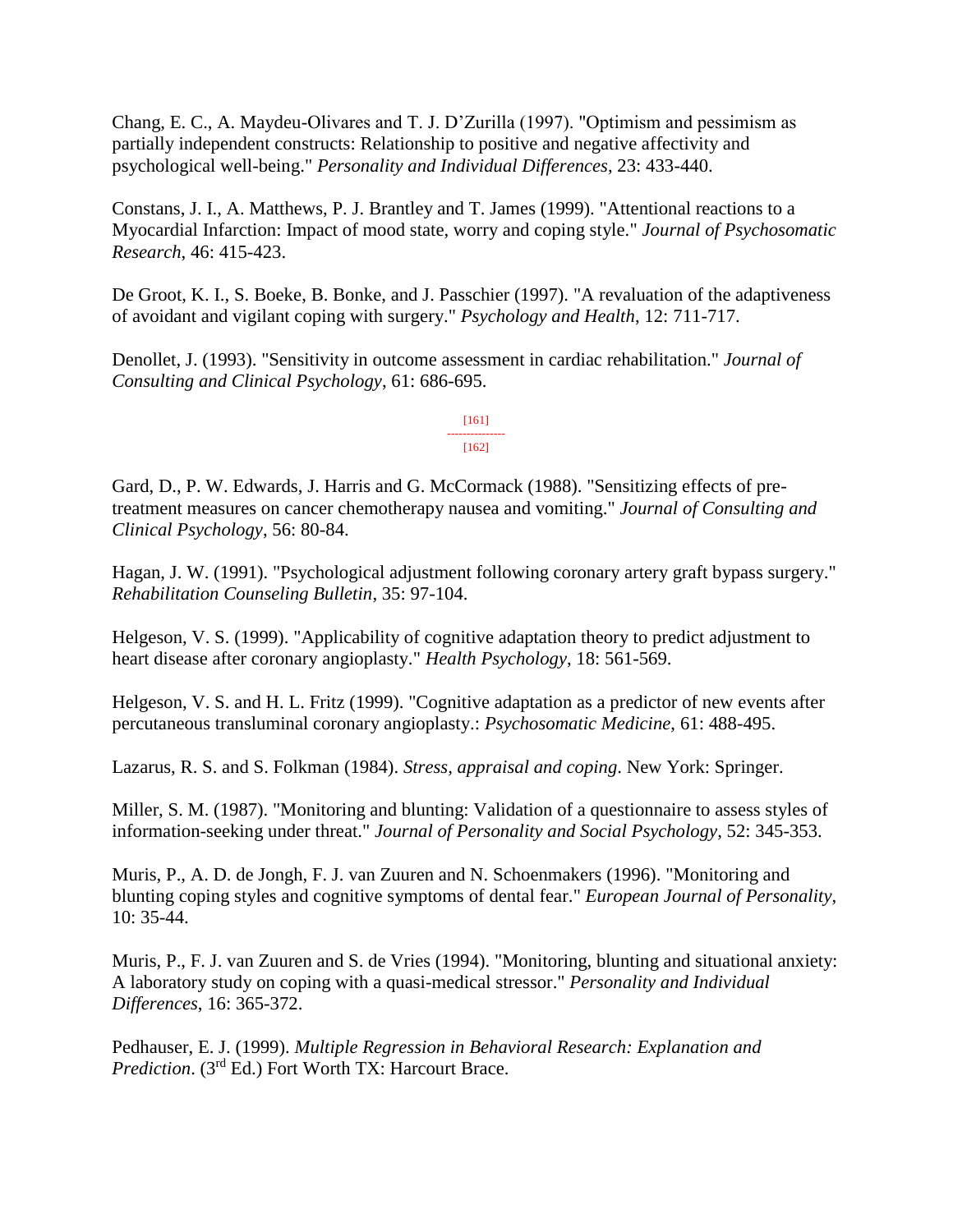Chang, E. C., A. Maydeu-Olivares and T. J. D'Zurilla (1997). "Optimism and pessimism as partially independent constructs: Relationship to positive and negative affectivity and psychological well-being." *Personality and Individual Differences*, 23: 433-440.

Constans, J. I., A. Matthews, P. J. Brantley and T. James (1999). "Attentional reactions to a Myocardial Infarction: Impact of mood state, worry and coping style." *Journal of Psychosomatic Research*, 46: 415-423.

De Groot, K. I., S. Boeke, B. Bonke, and J. Passchier (1997). "A revaluation of the adaptiveness of avoidant and vigilant coping with surgery." *Psychology and Health*, 12: 711-717.

Denollet, J. (1993). "Sensitivity in outcome assessment in cardiac rehabilitation." *Journal of Consulting and Clinical Psychology*, 61: 686-695.

Gard, D., P. W. Edwards, J. Harris and G. McCormack (1988). "Sensitizing effects of pre-treatment measures on cancer chemotherapy nausea and vomiting." *Journal of Consulting and Clinical Psychology*, 56: 80-84.

Hagan, J. W. (1991). "Psychological adjustment following coronary artery graft bypass surgery." *Rehabilitation Counseling Bulletin*, 35: 97-104.

Helgeson, V. S. (1999). "Applicability of cognitive adaptation theory to predict adjustment to heart disease after coronary angioplasty." *Health Psychology*, 18: 561-569.

Helgeson, V. S. and H. L. Fritz (1999). "Cognitive adaptation as a predictor of new events after percutaneous transluminal coronary angioplasty.: *Psychosomatic Medicine,* 61: 488-495.

Lazarus, R. S. and S. Folkman (1984). *Stress, appraisal and coping*. New York: Springer.

Miller, S. M. (1987). "Monitoring and blunting: Validation of a questionnaire to assess styles of information-seeking under threat." *Journal of Personality and Social Psychology*, 52: 345-353.

Muris, P., A. D. de Jongh, F. J. van Zuuren and N. Schoenmakers (1996). "Monitoring and blunting coping styles and cognitive symptoms of dental fear." *European Journal of Personality*, 10: 35-44.

Muris, P., F. J. van Zuuren and S. de Vries (1994). "Monitoring, blunting and situational anxiety: A laboratory study on coping with a quasi-medical stressor." *Personality and Individual Differences*, 16: 365-372.

Pedhauser, E. J. (1999). *Multiple Regression in Behavioral Research: Explanation and Prediction*. (3rd Ed.) Fort Worth TX: Harcourt Brace.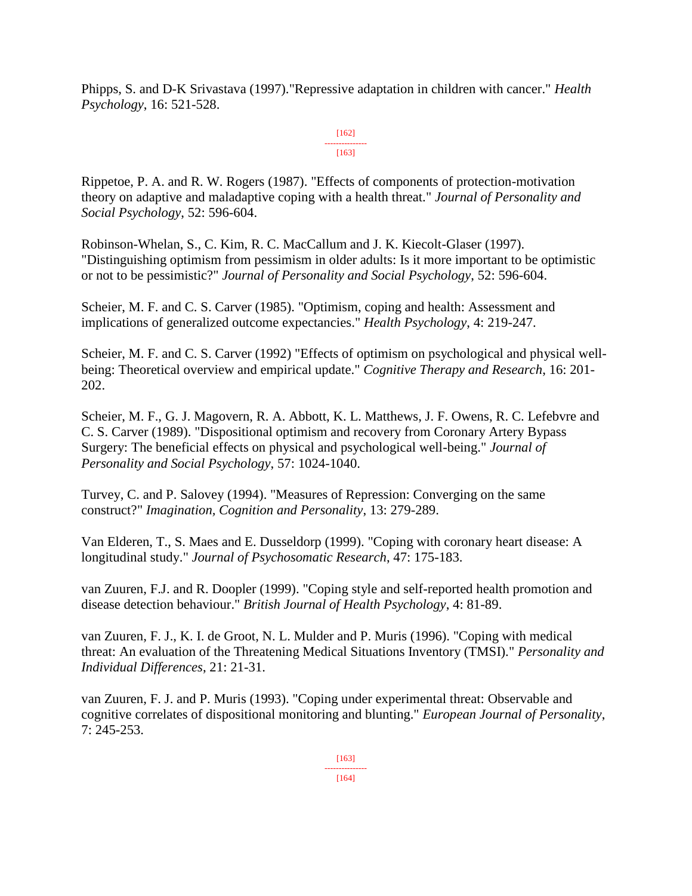Phipps, S. and D-K Srivastava (1997)."Repressive adaptation in children with cancer." *Health Psychology*, 16: 521-528.

Rippetoe, P. A. and R. W. Rogers (1987). "Effects of components of protection-motivation theory on adaptive and maladaptive coping with a health threat." *Journal of Personality and Social Psychology*, 52: 596-604.

Robinson-Whelan, S., C. Kim, R. C. MacCallum and J. K. Kiecolt-Glaser (1997). "Distinguishing optimism from pessimism in older adults: Is it more important to be optimistic or not to be pessimistic?" *Journal of Personality and Social Psychology*, 52: 596-604.

Scheier, M. F. and C. S. Carver (1985). "Optimism, coping and health: Assessment and implications of generalized outcome expectancies." *Health Psychology*, 4: 219-247.

Scheier, M. F. and C. S. Carver (1992) "Effects of optimism on psychological and physical well-being: Theoretical overview and empirical update." *Cognitive Therapy and Research*, 16: 201-202.

Scheier, M. F., G. J. Magovern, R. A. Abbott, K. L. Matthews, J. F. Owens, R. C. Lefebvre and C. S. Carver (1989). "Dispositional optimism and recovery from Coronary Artery Bypass Surgery: The beneficial effects on physical and psychological well-being." *Journal of Personality and Social Psychology*, 57: 1024-1040.

Turvey, C. and P. Salovey (1994). "Measures of Repression: Converging on the same construct?" *Imagination, Cognition and Personality*, 13: 279-289.

Van Elderen, T., S. Maes and E. Dusseldorp (1999). "Coping with coronary heart disease: A longitudinal study." *Journal of Psychosomatic Research*, 47: 175-183.

van Zuuren, F.J. and R. Doopler (1999). "Coping style and self-reported health promotion and disease detection behaviour." *British Journal of Health Psychology*, 4: 81-89.

van Zuuren, F. J., K. I. de Groot, N. L. Mulder and P. Muris (1996). "Coping with medical threat: An evaluation of the Threatening Medical Situations Inventory (TMSI)." *Personality and Individual Differences*, 21: 21-31.

van Zuuren, F. J. and P. Muris (1993). "Coping under experimental threat: Observable and cognitive correlates of dispositional monitoring and blunting." *European Journal of Personality*, 7: 245-253.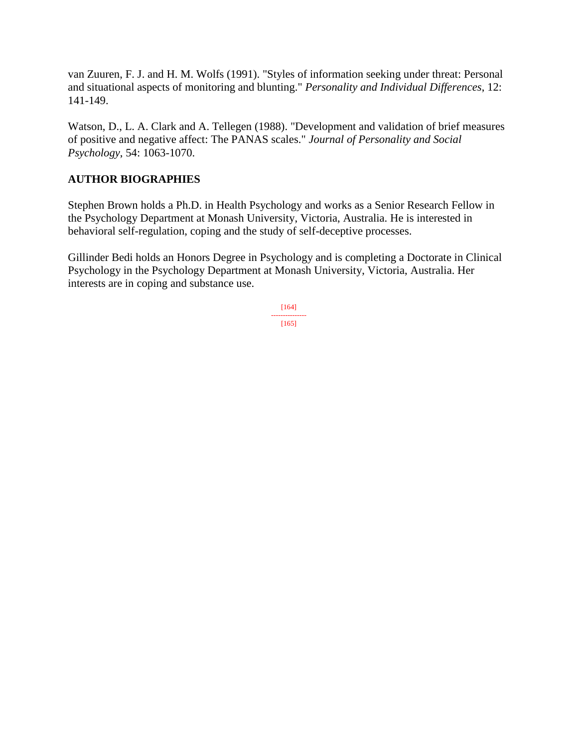van Zuuren, F. J. and H. M. Wolfs (1991). "Styles of information seeking under threat: Personal and situational aspects of monitoring and blunting." *Personality and Individual Differences*, 12: 141-149.

Watson, D., L. A. Clark and A. Tellegen (1988). "Development and validation of brief measures of positive and negative affect: The PANAS scales." *Journal of Personality and Social Psychology*, 54: 1063-1070.

## AUTHOR BIOGRAPHIES

Stephen Brown holds a Ph.D. in Health Psychology and works as a Senior Research Fellow in the Psychology Department at Monash University, Victoria, Australia. He is interested in behavioral self-regulation, coping and the study of self-deceptive processes.

Gillinder Bedi holds an Honors Degree in Psychology and is completing a Doctorate in Clinical Psychology in the Psychology Department at Monash University, Victoria, Australia. Her interests are in coping and substance use.